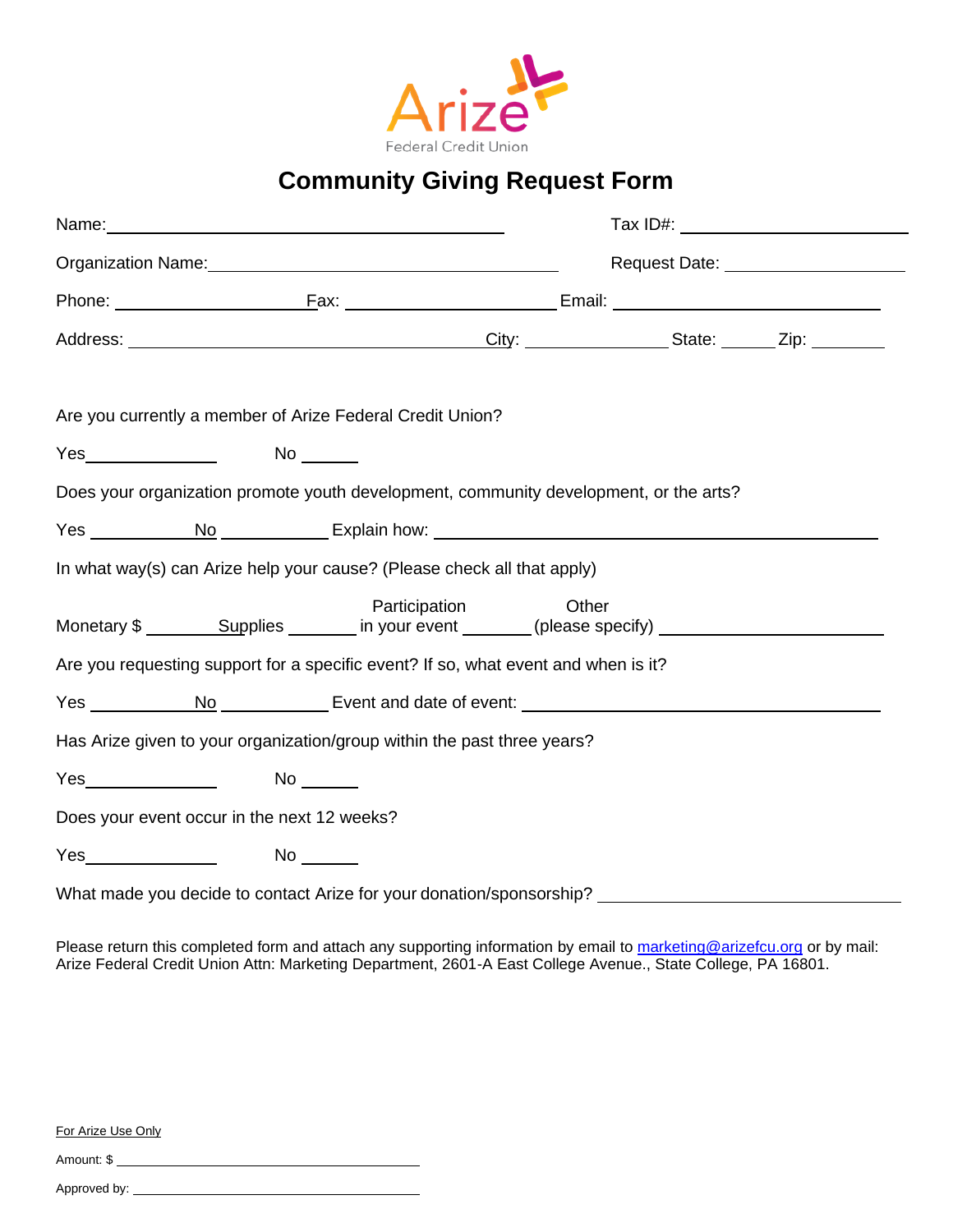Arize Federal Credit Union

# Community Giving Request Form

Name: ______________________________ Tax ID#: ____________________

Organization Name: ______________________________ Request Date: ________________

Phone: ________________ Fax: ____________________ Email: ________________________

Address: ______________________________ City: ____________ State: _____ Zip: _______

Are you currently a member of Arize Federal Credit Union?

Yes____________ No _____

Does your organization promote youth development, community development, or the arts?

Yes __________ No __________ Explain how: ________________________________________

In what way(s) can Arize help your cause? (Please check all that apply)

Monetary $ _______ Supplies _______ Participation in your event _______ Other (please specify) ____________________

Are you requesting support for a specific event? If so, what event and when is it?

Yes __________ No __________ Event and date of event: ______________________________

Has Arize given to your organization/group within the past three years?

Yes____________ No _____

Does your event occur in the next 12 weeks?

Yes____________ No _____

What made you decide to contact Arize for your donation/sponsorship? ________________________

Please return this completed form and attach any supporting information by email to marketing@arizefcu.org or by mail: Arize Federal Credit Union Attn: Marketing Department, 2601-A East College Avenue., State College, PA 16801.

For Arize Use Only

Amount: $ ______________________________

Approved by: ______________________________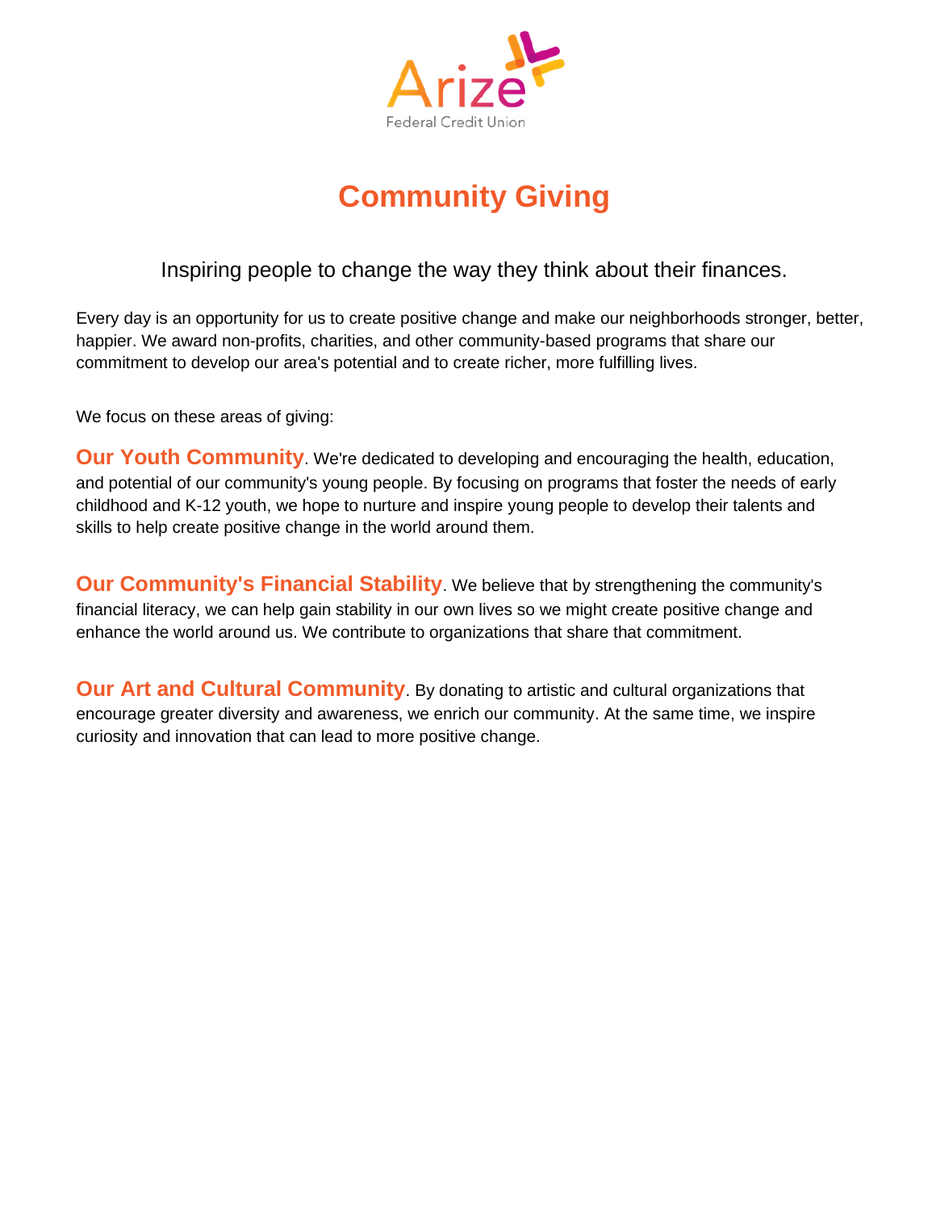Arize
Federal Credit Union

# Community Giving

Inspiring people to change the way they think about their finances.

Every day is an opportunity for us to create positive change and make our neighborhoods stronger, better, happier. We award non-profits, charities, and other community-based programs that share our commitment to develop our area's potential and to create richer, more fulfilling lives.

We focus on these areas of giving:

**Our Youth Community**. We're dedicated to developing and encouraging the health, education, and potential of our community's young people. By focusing on programs that foster the needs of early childhood and K-12 youth, we hope to nurture and inspire young people to develop their talents and skills to help create positive change in the world around them.

**Our Community's Financial Stability**. We believe that by strengthening the community's financial literacy, we can help gain stability in our own lives so we might create positive change and enhance the world around us. We contribute to organizations that share that commitment.

**Our Art and Cultural Community**. By donating to artistic and cultural organizations that encourage greater diversity and awareness, we enrich our community. At the same time, we inspire curiosity and innovation that can lead to more positive change.